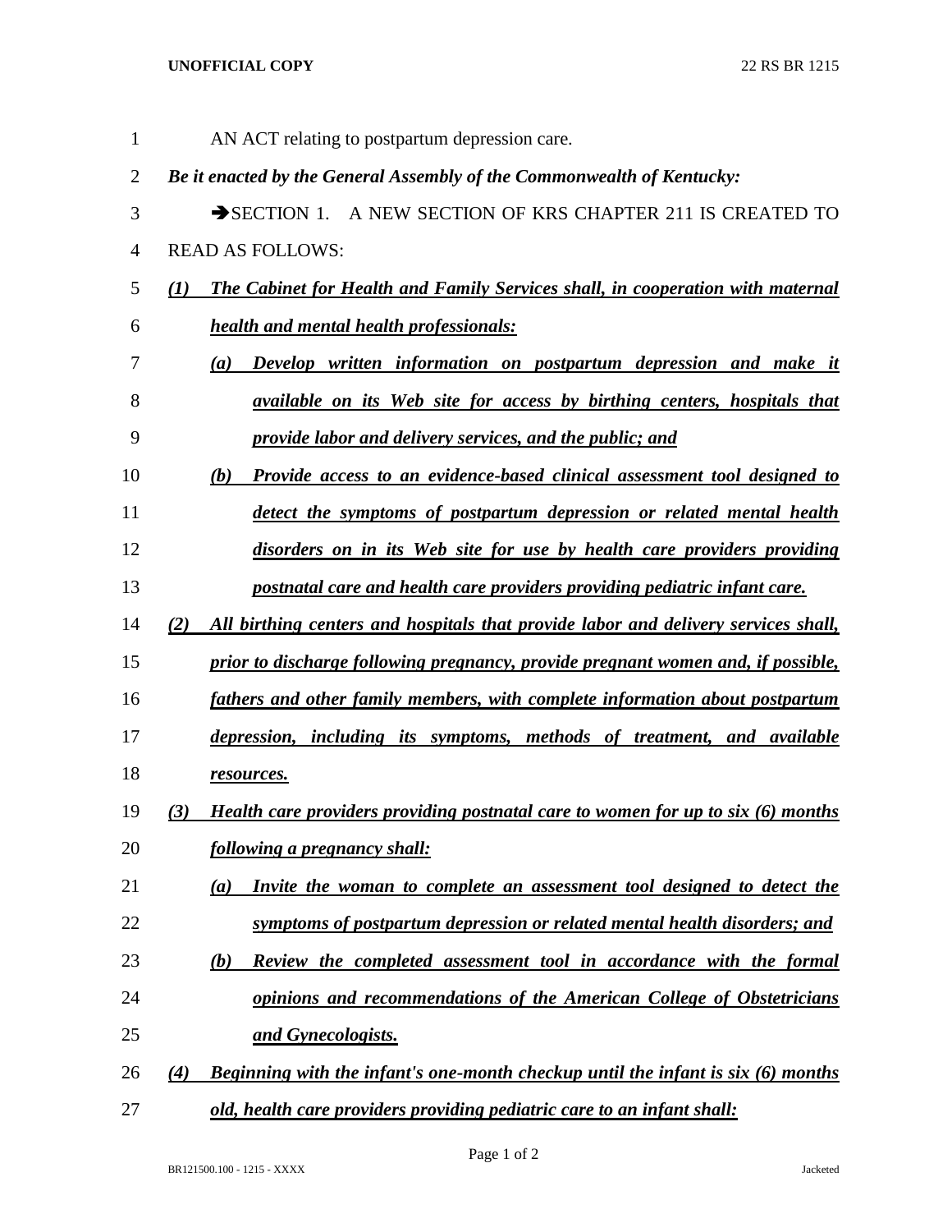AN ACT relating to postpartum depression care.

*Be it enacted by the General Assembly of the Commonwealth of Kentucky:*

➔SECTION 1. A NEW SECTION OF KRS CHAPTER 211 IS CREATED TO READ AS FOLLOWS:

***(1) The Cabinet for Health and Family Services shall, in cooperation with maternal health and mental health professionals:***

***(a) Develop written information on postpartum depression and make it available on its Web site for access by birthing centers, hospitals that provide labor and delivery services, and the public; and***

***(b) Provide access to an evidence-based clinical assessment tool designed to detect the symptoms of postpartum depression or related mental health disorders on in its Web site for use by health care providers providing postnatal care and health care providers providing pediatric infant care.***

***(2) All birthing centers and hospitals that provide labor and delivery services shall, prior to discharge following pregnancy, provide pregnant women and, if possible, fathers and other family members, with complete information about postpartum depression, including its symptoms, methods of treatment, and available resources.***

***(3) Health care providers providing postnatal care to women for up to six (6) months following a pregnancy shall:***

***(a) Invite the woman to complete an assessment tool designed to detect the symptoms of postpartum depression or related mental health disorders; and***

***(b) Review the completed assessment tool in accordance with the formal opinions and recommendations of the American College of Obstetricians and Gynecologists.***

***(4) Beginning with the infant's one-month checkup until the infant is six (6) months old, health care providers providing pediatric care to an infant shall:***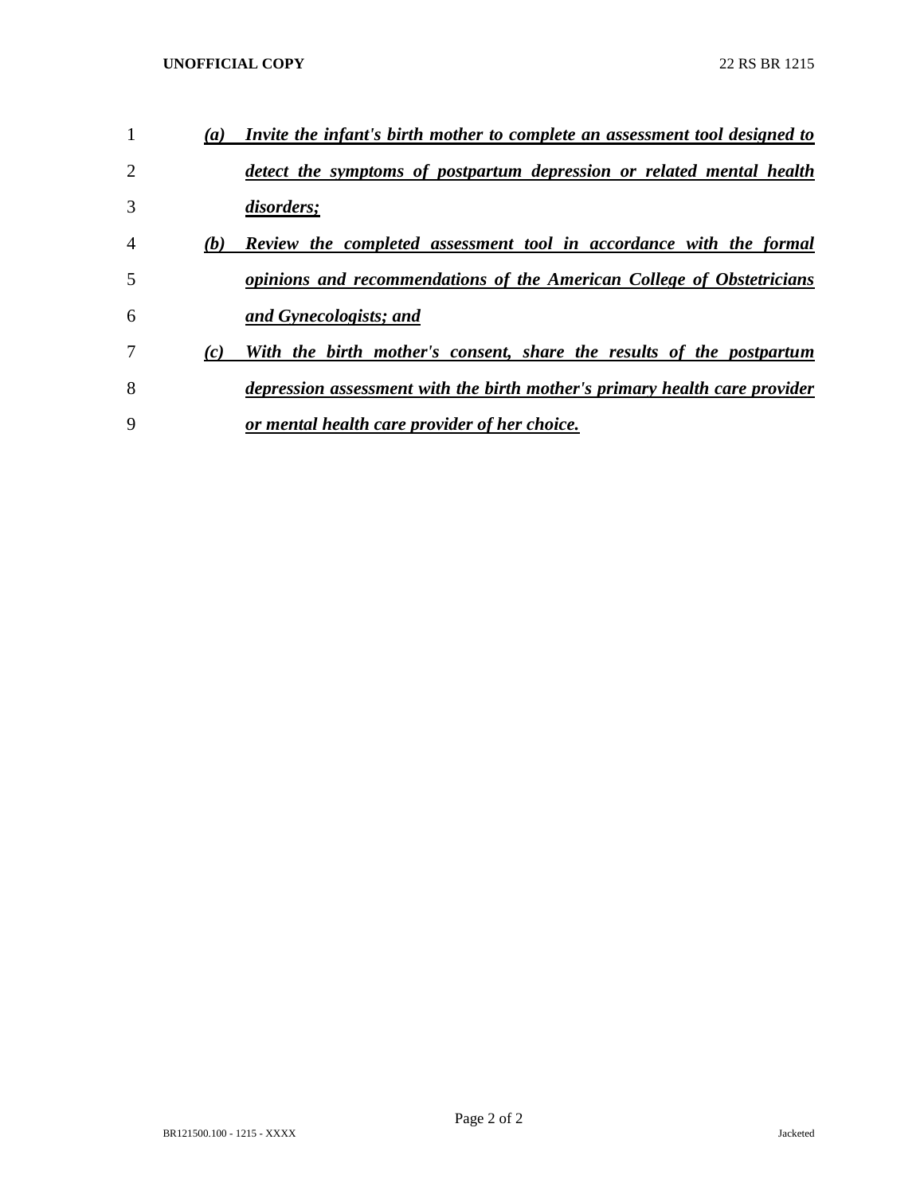*(a) Invite the infant's birth mother to complete an assessment tool designed to detect the symptoms of postpartum depression or related mental health disorders;*

*(b) Review the completed assessment tool in accordance with the formal opinions and recommendations of the American College of Obstetricians and Gynecologists; and*

*(c) With the birth mother's consent, share the results of the postpartum depression assessment with the birth mother's primary health care provider or mental health care provider of her choice.*